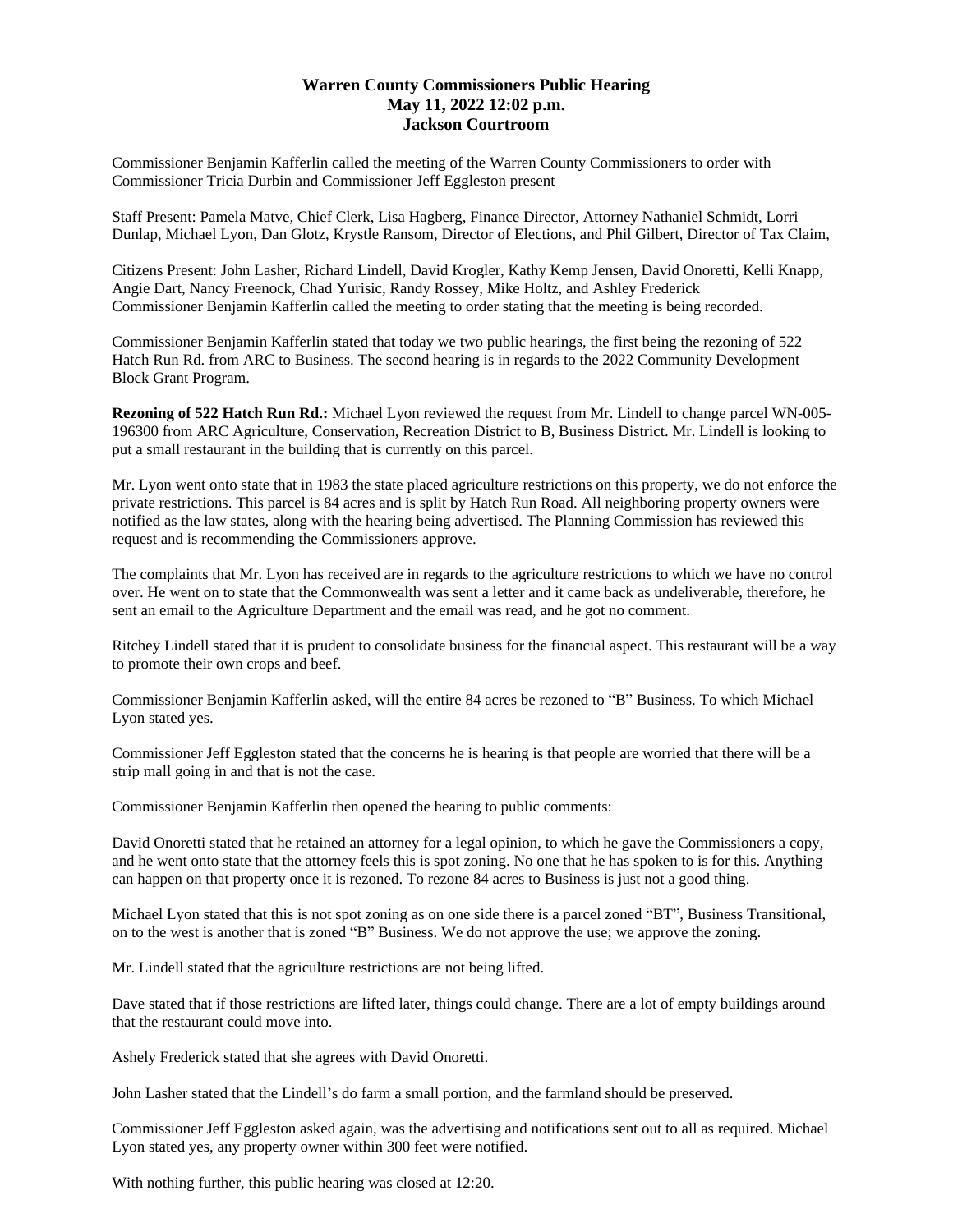**Warren County Commissioners Public Hearing**
**May 11, 2022 12:02 p.m.**
**Jackson Courtroom**

Commissioner Benjamin Kafferlin called the meeting of the Warren County Commissioners to order with Commissioner Tricia Durbin and Commissioner Jeff Eggleston present

Staff Present: Pamela Matve, Chief Clerk, Lisa Hagberg, Finance Director, Attorney Nathaniel Schmidt, Lorri Dunlap, Michael Lyon, Dan Glotz, Krystle Ransom, Director of Elections, and Phil Gilbert, Director of Tax Claim,

Citizens Present: John Lasher, Richard Lindell, David Krogler, Kathy Kemp Jensen, David Onoretti, Kelli Knapp, Angie Dart, Nancy Freenock, Chad Yurisic, Randy Rossey, Mike Holtz, and Ashley Frederick
Commissioner Benjamin Kafferlin called the meeting to order stating that the meeting is being recorded.

Commissioner Benjamin Kafferlin stated that today we two public hearings, the first being the rezoning of 522 Hatch Run Rd. from ARC to Business. The second hearing is in regards to the 2022 Community Development Block Grant Program.

**Rezoning of 522 Hatch Run Rd.:** Michael Lyon reviewed the request from Mr. Lindell to change parcel WN-005-196300 from ARC Agriculture, Conservation, Recreation District to B, Business District. Mr. Lindell is looking to put a small restaurant in the building that is currently on this parcel.

Mr. Lyon went onto state that in 1983 the state placed agriculture restrictions on this property, we do not enforce the private restrictions. This parcel is 84 acres and is split by Hatch Run Road. All neighboring property owners were notified as the law states, along with the hearing being advertised. The Planning Commission has reviewed this request and is recommending the Commissioners approve.

The complaints that Mr. Lyon has received are in regards to the agriculture restrictions to which we have no control over. He went on to state that the Commonwealth was sent a letter and it came back as undeliverable, therefore, he sent an email to the Agriculture Department and the email was read, and he got no comment.

Ritchey Lindell stated that it is prudent to consolidate business for the financial aspect. This restaurant will be a way to promote their own crops and beef.

Commissioner Benjamin Kafferlin asked, will the entire 84 acres be rezoned to "B" Business. To which Michael Lyon stated yes.

Commissioner Jeff Eggleston stated that the concerns he is hearing is that people are worried that there will be a strip mall going in and that is not the case.

Commissioner Benjamin Kafferlin then opened the hearing to public comments:

David Onoretti stated that he retained an attorney for a legal opinion, to which he gave the Commissioners a copy, and he went onto state that the attorney feels this is spot zoning. No one that he has spoken to is for this. Anything can happen on that property once it is rezoned. To rezone 84 acres to Business is just not a good thing.

Michael Lyon stated that this is not spot zoning as on one side there is a parcel zoned "BT", Business Transitional, on to the west is another that is zoned "B" Business. We do not approve the use; we approve the zoning.

Mr. Lindell stated that the agriculture restrictions are not being lifted.

Dave stated that if those restrictions are lifted later, things could change. There are a lot of empty buildings around that the restaurant could move into.

Ashely Frederick stated that she agrees with David Onoretti.

John Lasher stated that the Lindell's do farm a small portion, and the farmland should be preserved.

Commissioner Jeff Eggleston asked again, was the advertising and notifications sent out to all as required. Michael Lyon stated yes, any property owner within 300 feet were notified.

With nothing further, this public hearing was closed at 12:20.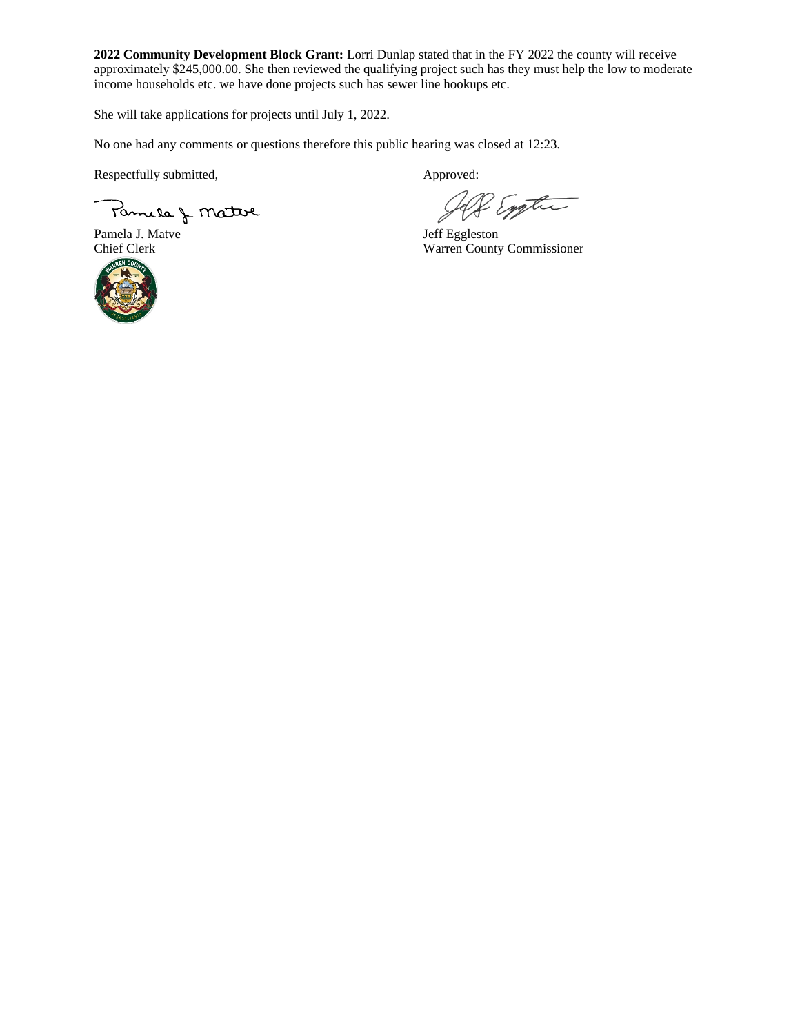**2022 Community Development Block Grant:** Lorri Dunlap stated that in the FY 2022 the county will receive approximately $245,000.00. She then reviewed the qualifying project such has they must help the low to moderate income households etc. we have done projects such has sewer line hookups etc.

She will take applications for projects until July 1, 2022.

No one had any comments or questions therefore this public hearing was closed at 12:23.

Respectfully submitted,

Pamela J. Matve
Chief Clerk

Approved:

Jeff Eggleston
Warren County Commissioner